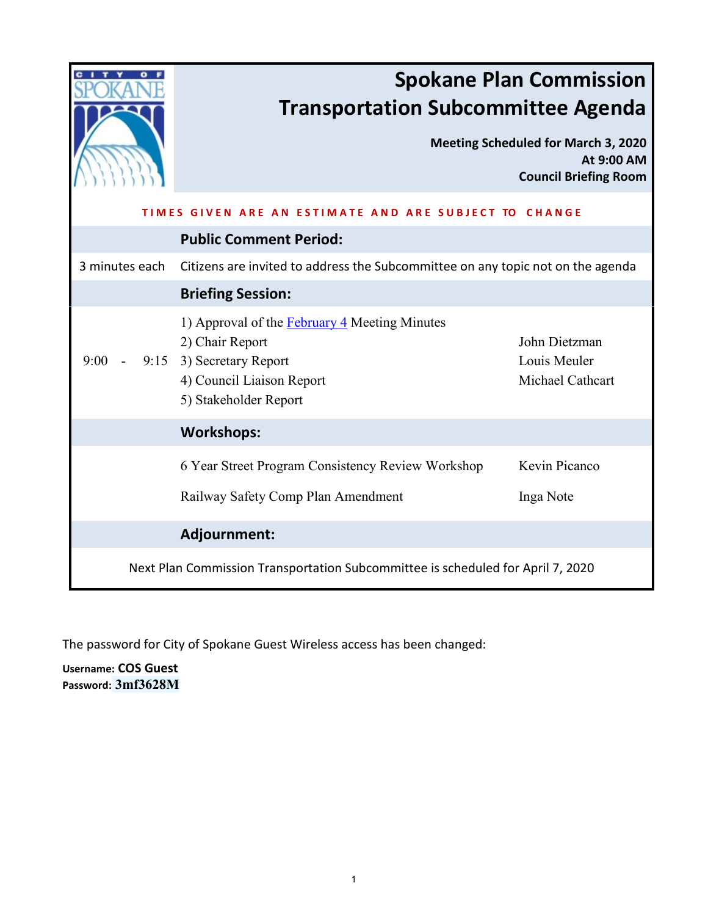# Spokane Plan Commission Transportation Subcommittee Agenda

**Meeting Scheduled for March 3, 2020**
**At 9:00 AM**
**Council Briefing Room**

**TIMES GIVEN ARE AN ESTIMATE AND ARE SUBJECT TO CHANGE**

## Public Comment Period:

| | | |
|---|---|---|
| 3 minutes each | Citizens are invited to address the Subcommittee on any topic not on the agenda | |

## Briefing Session:

| | | |
|---|---|---|
| 9:00 - 9:15 | 1) Approval of the February 4 Meeting Minutes | |
| | 2) Chair Report | John Dietzman |
| | 3) Secretary Report | Louis Meuler |
| | 4) Council Liaison Report | Michael Cathcart |
| | 5) Stakeholder Report | |

## Workshops:

| | |
|---|---|
| 6 Year Street Program Consistency Review Workshop | Kevin Picanco |
| Railway Safety Comp Plan Amendment | Inga Note |

## Adjournment:

Next Plan Commission Transportation Subcommittee is scheduled for April 7, 2020

The password for City of Spokane Guest Wireless access has been changed:

**Username: COS Guest**
**Password: 3mf3628M**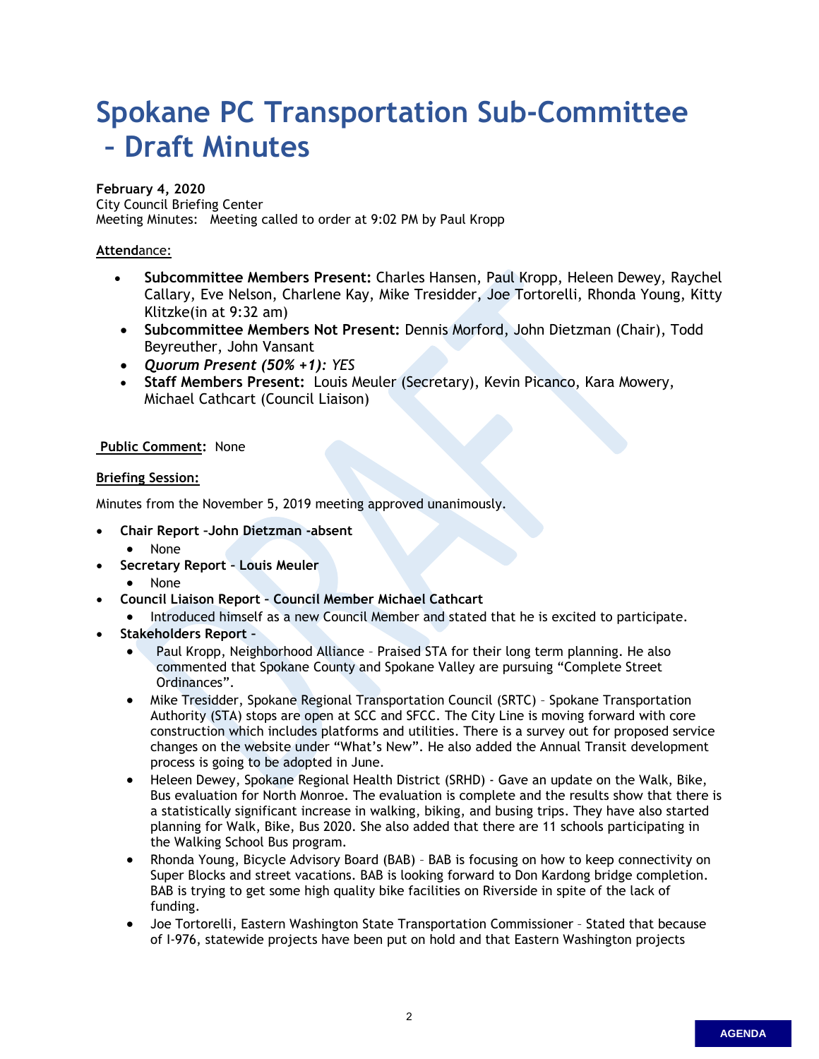# Spokane PC Transportation Sub-Committee – Draft Minutes

**February 4, 2020**
City Council Briefing Center
Meeting Minutes: Meeting called to order at 9:02 PM by Paul Kropp

**Attend**ance:

- **Subcommittee Members Present:** Charles Hansen, Paul Kropp, Heleen Dewey, Raychel Callary, Eve Nelson, Charlene Kay, Mike Tresidder, Joe Tortorelli, Rhonda Young, Kitty Klitzke(in at 9:32 am)
- **Subcommittee Members Not Present:** Dennis Morford, John Dietzman (Chair), Todd Beyreuther, John Vansant
- ***Quorum Present (50% +1):*** *YES*
- **Staff Members Present:** Louis Meuler (Secretary), Kevin Picanco, Kara Mowery, Michael Cathcart (Council Liaison)

**Public Comment:** None

**Briefing Session:**

Minutes from the November 5, 2019 meeting approved unanimously.

- **Chair Report –John Dietzman -absent**
  - None
- **Secretary Report – Louis Meuler**
  - None
- **Council Liaison Report – Council Member Michael Cathcart**
  - Introduced himself as a new Council Member and stated that he is excited to participate.
- **Stakeholders Report –**
  - Paul Kropp, Neighborhood Alliance – Praised STA for their long term planning. He also commented that Spokane County and Spokane Valley are pursuing "Complete Street Ordinances".
  - Mike Tresidder, Spokane Regional Transportation Council (SRTC) – Spokane Transportation Authority (STA) stops are open at SCC and SFCC. The City Line is moving forward with core construction which includes platforms and utilities. There is a survey out for proposed service changes on the website under "What's New". He also added the Annual Transit development process is going to be adopted in June.
  - Heleen Dewey, Spokane Regional Health District (SRHD) - Gave an update on the Walk, Bike, Bus evaluation for North Monroe. The evaluation is complete and the results show that there is a statistically significant increase in walking, biking, and busing trips. They have also started planning for Walk, Bike, Bus 2020. She also added that there are 11 schools participating in the Walking School Bus program.
  - Rhonda Young, Bicycle Advisory Board (BAB) – BAB is focusing on how to keep connectivity on Super Blocks and street vacations. BAB is looking forward to Don Kardong bridge completion. BAB is trying to get some high quality bike facilities on Riverside in spite of the lack of funding.
  - Joe Tortorelli, Eastern Washington State Transportation Commissioner – Stated that because of I-976, statewide projects have been put on hold and that Eastern Washington projects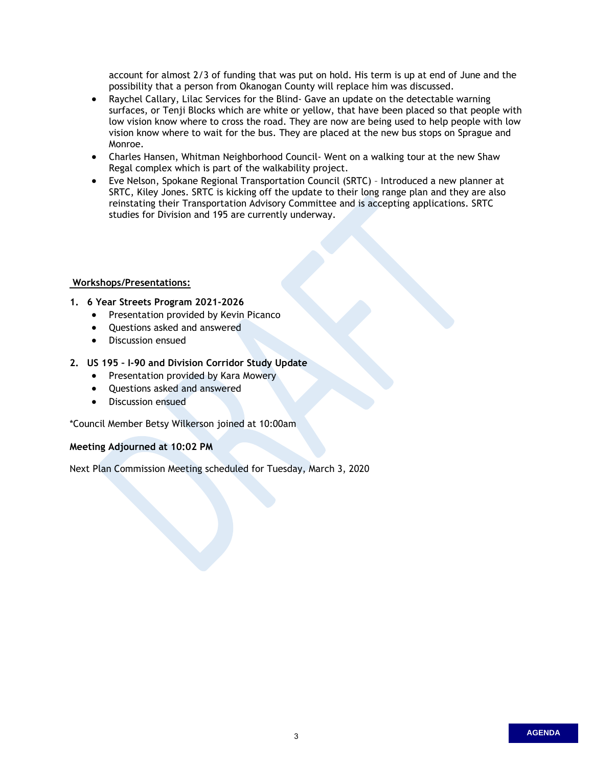account for almost 2/3 of funding that was put on hold. His term is up at end of June and the possibility that a person from Okanogan County will replace him was discussed.

- Raychel Callary, Lilac Services for the Blind- Gave an update on the detectable warning surfaces, or Tenji Blocks which are white or yellow, that have been placed so that people with low vision know where to cross the road. They are now are being used to help people with low vision know where to wait for the bus. They are placed at the new bus stops on Sprague and Monroe.
- Charles Hansen, Whitman Neighborhood Council- Went on a walking tour at the new Shaw Regal complex which is part of the walkability project.
- Eve Nelson, Spokane Regional Transportation Council (SRTC) – Introduced a new planner at SRTC, Kiley Jones. SRTC is kicking off the update to their long range plan and they are also reinstating their Transportation Advisory Committee and is accepting applications. SRTC studies for Division and 195 are currently underway.

**Workshops/Presentations:**

1. **6 Year Streets Program 2021-2026**
   - Presentation provided by Kevin Picanco
   - Questions asked and answered
   - Discussion ensued
2. **US 195 – I-90 and Division Corridor Study Update**
   - Presentation provided by Kara Mowery
   - Questions asked and answered
   - Discussion ensued

*Council Member Betsy Wilkerson joined at 10:00am

**Meeting Adjourned at 10:02 PM**

Next Plan Commission Meeting scheduled for Tuesday, March 3, 2020

AGENDA